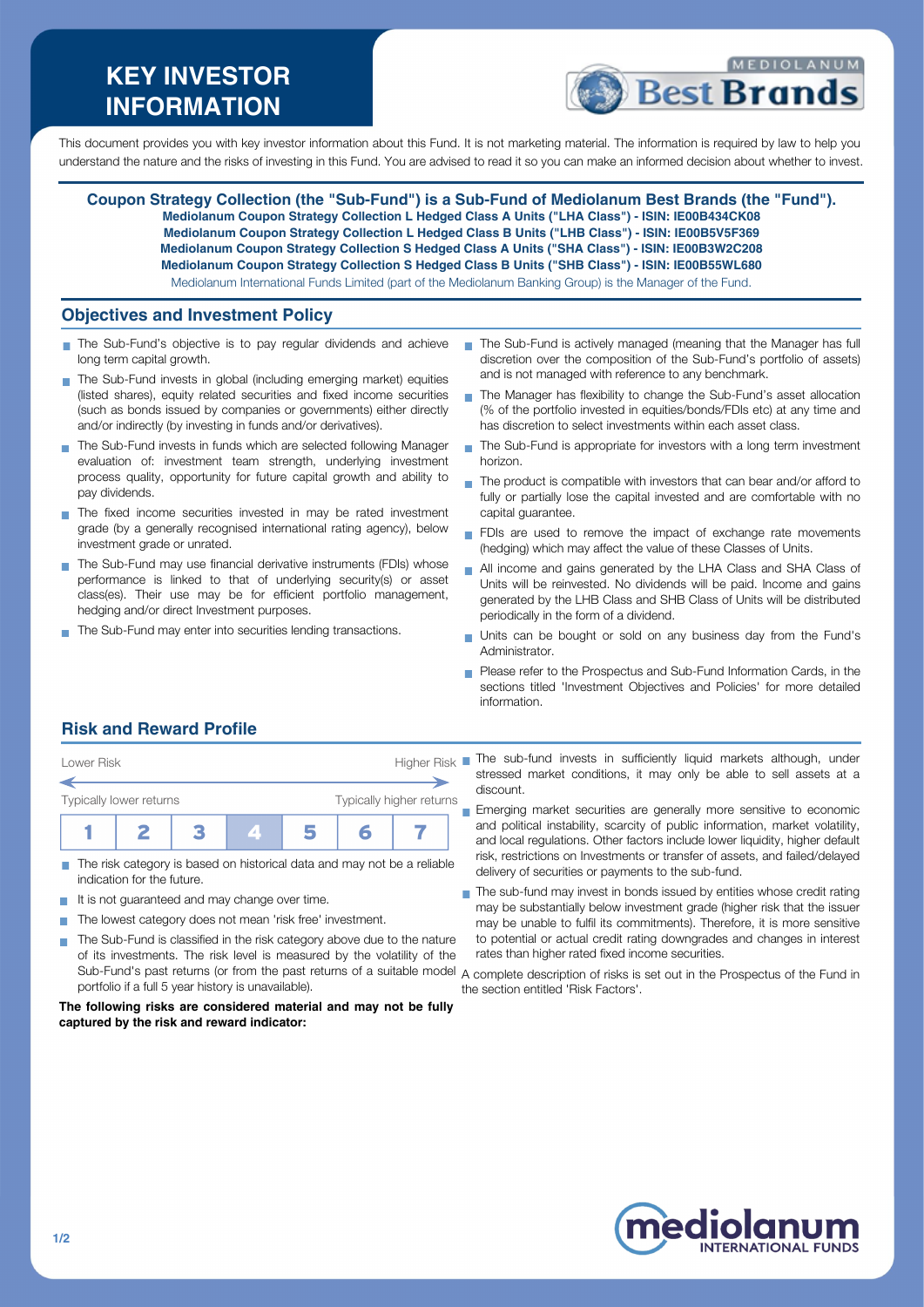# KEY INVESTOR INFORMATION

This document provides you with key investor information about this Fund. It is not marketing material. The information is required by law to help you understand the nature and the risks of investing in this Fund. You are advised to read it so you can make an informed decision about whether to invest.

**Coupon Strategy Collection (the "Sub-Fund") is a Sub-Fund of Mediolanum Best Brands (the "Fund").**
**Mediolanum Coupon Strategy Collection L Hedged Class A Units ("LHA Class") - ISIN: IE00B434CK08**
**Mediolanum Coupon Strategy Collection L Hedged Class B Units ("LHB Class") - ISIN: IE00B5V5F369**
**Mediolanum Coupon Strategy Collection S Hedged Class A Units ("SHA Class") - ISIN: IE00B3W2C208**
**Mediolanum Coupon Strategy Collection S Hedged Class B Units ("SHB Class") - ISIN: IE00B55WL680**
Mediolanum International Funds Limited (part of the Mediolanum Banking Group) is the Manager of the Fund.

## Objectives and Investment Policy

- The Sub-Fund's objective is to pay regular dividends and achieve long term capital growth.
- The Sub-Fund invests in global (including emerging market) equities (listed shares), equity related securities and fixed income securities (such as bonds issued by companies or governments) either directly and/or indirectly (by investing in funds and/or derivatives).
- The Sub-Fund invests in funds which are selected following Manager evaluation of: investment team strength, underlying investment process quality, opportunity for future capital growth and ability to pay dividends.
- The fixed income securities invested in may be rated investment grade (by a generally recognised international rating agency), below investment grade or unrated.
- The Sub-Fund may use financial derivative instruments (FDIs) whose performance is linked to that of underlying security(s) or asset class(es). Their use may be for efficient portfolio management, hedging and/or direct Investment purposes.
- The Sub-Fund may enter into securities lending transactions.
- The Sub-Fund is actively managed (meaning that the Manager has full discretion over the composition of the Sub-Fund's portfolio of assets) and is not managed with reference to any benchmark.
- The Manager has flexibility to change the Sub-Fund's asset allocation (% of the portfolio invested in equities/bonds/FDIs etc) at any time and has discretion to select investments within each asset class.
- The Sub-Fund is appropriate for investors with a long term investment horizon.
- The product is compatible with investors that can bear and/or afford to fully or partially lose the capital invested and are comfortable with no capital guarantee.
- FDIs are used to remove the impact of exchange rate movements (hedging) which may affect the value of these Classes of Units.
- All income and gains generated by the LHA Class and SHA Class of Units will be reinvested. No dividends will be paid. Income and gains generated by the LHB Class and SHB Class of Units will be distributed periodically in the form of a dividend.
- Units can be bought or sold on any business day from the Fund's Administrator.
- Please refer to the Prospectus and Sub-Fund Information Cards, in the sections titled 'Investment Objectives and Policies' for more detailed information.

## Risk and Reward Profile

Lower Risk ← → Higher Risk

Typically lower returns — Typically higher returns

| 1 | 2 | 3 | **4** | 5 | 6 | 7 |
|---|---|---|---|---|---|---|

- The risk category is based on historical data and may not be a reliable indication for the future.
- It is not guaranteed and may change over time.
- The lowest category does not mean 'risk free' investment.
- The Sub-Fund is classified in the risk category above due to the nature of its investments. The risk level is measured by the volatility of the Sub-Fund's past returns (or from the past returns of a suitable model portfolio if a full 5 year history is unavailable).

**The following risks are considered material and may not be fully captured by the risk and reward indicator:**

- The sub-fund invests in sufficiently liquid markets although, under stressed market conditions, it may only be able to sell assets at a discount.
- Emerging market securities are generally more sensitive to economic and political instability, scarcity of public information, market volatility, and local regulations. Other factors include lower liquidity, higher default risk, restrictions on Investments or transfer of assets, and failed/delayed delivery of securities or payments to the sub-fund.
- The sub-fund may invest in bonds issued by entities whose credit rating may be substantially below investment grade (higher risk that the issuer may be unable to fulfil its commitments). Therefore, it is more sensitive to potential or actual credit rating downgrades and changes in interest rates than higher rated fixed income securities.

A complete description of risks is set out in the Prospectus of the Fund in the section entitled 'Risk Factors'.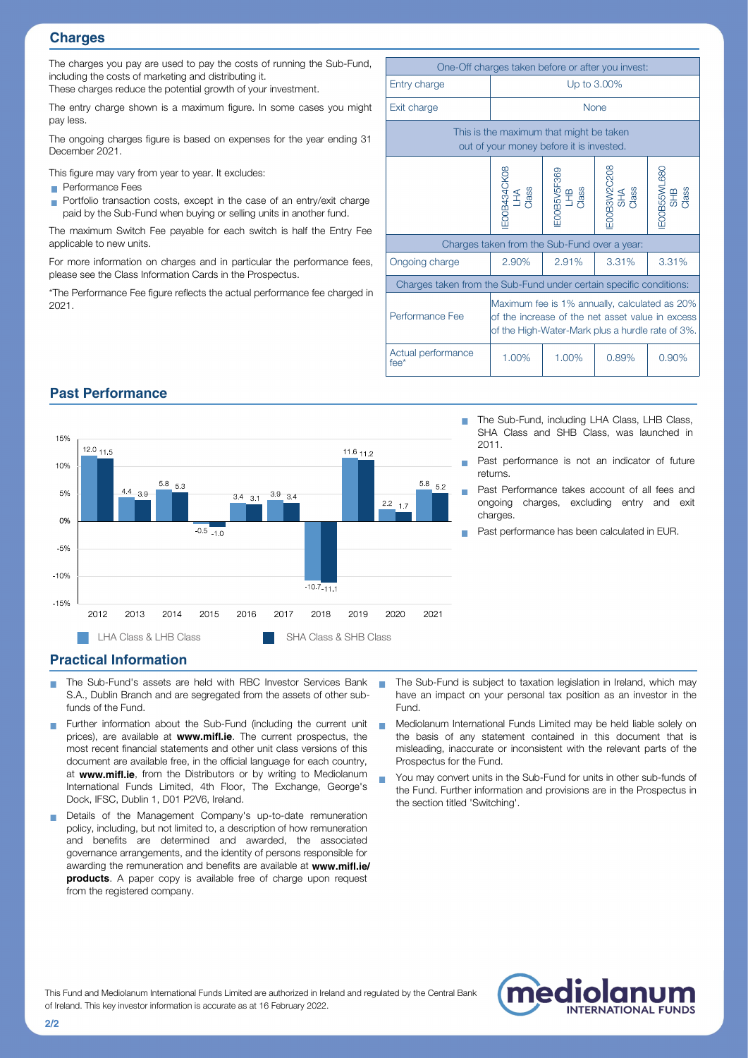## Charges

The charges you pay are used to pay the costs of running the Sub-Fund, including the costs of marketing and distributing it.
These charges reduce the potential growth of your investment.

The entry charge shown is a maximum figure. In some cases you might pay less.

The ongoing charges figure is based on expenses for the year ending 31 December 2021.

This figure may vary from year to year. It excludes:

- Performance Fees
- Portfolio transaction costs, except in the case of an entry/exit charge paid by the Sub-Fund when buying or selling units in another fund.

The maximum Switch Fee payable for each switch is half the Entry Fee applicable to new units.

For more information on charges and in particular the performance fees, please see the Class Information Cards in the Prospectus.

*The Performance Fee figure reflects the actual performance fee charged in 2021.

| One-Off charges taken before or after you invest: | | | | |
|---|---|---|---|---|
| Entry charge | Up to 3.00% | | | |
| Exit charge | None | | | |
| This is the maximum that might be taken out of your money before it is invested. | | | | |
| | IE00B434CK08 LHA Class | IE00B5V5F369 LHB Class | IE00B3W2C208 SHA Class | IE00B55WL680 SHB Class |
| Charges taken from the Sub-Fund over a year: | | | | |
| Ongoing charge | 2.90% | 2.91% | 3.31% | 3.31% |
| Charges taken from the Sub-Fund under certain specific conditions: | | | | |
| Performance Fee | Maximum fee is 1% annually, calculated as 20% of the increase of the net asset value in excess of the High-Water-Mark plus a hurdle rate of 3%. | | | |
| Actual performance fee* | 1.00% | 1.00% | 0.89% | 0.90% |

## Past Performance

15%
10%
5%
0%
-5%
-10%
-15%

2012: 12.0 11.5
2013: 4.4 3.9
2014: 5.8 5.3
2015: -0.5 -1.0
2016: 3.4 3.1
2017: 3.9 3.4
2018: -10.7 -11.1
2019: 11.6 11.2
2020: 2.2 1.7
2021: 5.8 5.2

LHA Class & LHB Class
SHA Class & SHB Class

- The Sub-Fund, including LHA Class, LHB Class, SHA Class and SHB Class, was launched in 2011.
- Past performance is not an indicator of future returns.
- Past Performance takes account of all fees and ongoing charges, excluding entry and exit charges.
- Past performance has been calculated in EUR.

## Practical Information

- The Sub-Fund's assets are held with RBC Investor Services Bank S.A., Dublin Branch and are segregated from the assets of other sub-funds of the Fund.
- Further information about the Sub-Fund (including the current unit prices), are available at **www.mifl.ie**. The current prospectus, the most recent financial statements and other unit class versions of this document are available free, in the official language for each country, at **www.mifl.ie**, from the Distributors or by writing to Mediolanum International Funds Limited, 4th Floor, The Exchange, George's Dock, IFSC, Dublin 1, D01 P2V6, Ireland.
- Details of the Management Company's up-to-date remuneration policy, including, but not limited to, a description of how remuneration and benefits are determined and awarded, the associated governance arrangements, and the identity of persons responsible for awarding the remuneration and benefits are available at **www.mifl.ie/products**. A paper copy is available free of charge upon request from the registered company.
- The Sub-Fund is subject to taxation legislation in Ireland, which may have an impact on your personal tax position as an investor in the Fund.
- Mediolanum International Funds Limited may be held liable solely on the basis of any statement contained in this document that is misleading, inaccurate or inconsistent with the relevant parts of the Prospectus for the Fund.
- You may convert units in the Sub-Fund for units in other sub-funds of the Fund. Further information and provisions are in the Prospectus in the section titled 'Switching'.

This Fund and Mediolanum International Funds Limited are authorized in Ireland and regulated by the Central Bank of Ireland. This key investor information is accurate as at 16 February 2022.